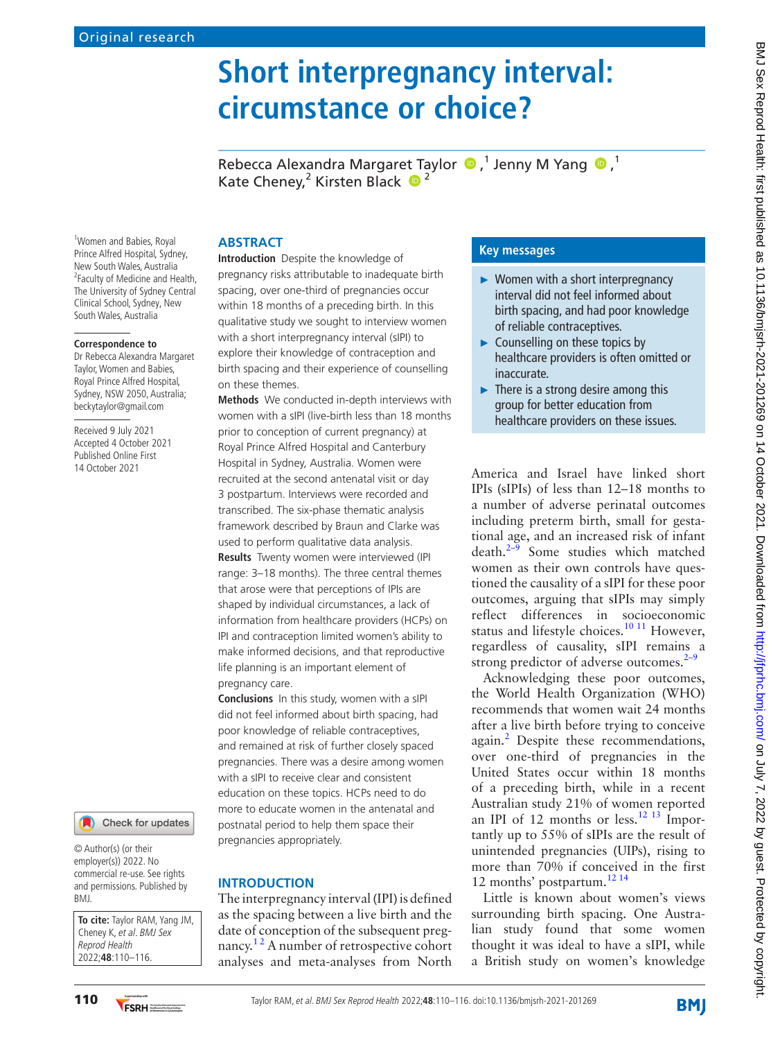Original research

# Short interpregnancy interval: circumstance or choice?

Rebecca Alexandra Margaret Taylor [1], Jenny M Yang [1], Kate Cheney [2], Kirsten Black [2]

[1] Women and Babies, Royal Prince Alfred Hospital, Sydney, New South Wales, Australia
[2] Faculty of Medicine and Health, The University of Sydney Central Clinical School, Sydney, New South Wales, Australia

**Correspondence to**
Dr Rebecca Alexandra Margaret Taylor, Women and Babies, Royal Prince Alfred Hospital, Sydney, NSW 2050, Australia; beckytaylor@gmail.com

Received 9 July 2021
Accepted 4 October 2021
Published Online First 14 October 2021

© Author(s) (or their employer(s)) 2022. No commercial re-use. See rights and permissions. Published by BMJ.

**To cite:** Taylor RAM, Yang JM, Cheney K, *et al*. *BMJ Sex Reprod Health* 2022;**48**:110–116.

## ABSTRACT

**Introduction** Despite the knowledge of pregnancy risks attributable to inadequate birth spacing, over one-third of pregnancies occur within 18 months of a preceding birth. In this qualitative study we sought to interview women with a short interpregnancy interval (sIPI) to explore their knowledge of contraception and birth spacing and their experience of counselling on these themes.

**Methods** We conducted in-depth interviews with women with a sIPI (live-birth less than 18 months prior to conception of current pregnancy) at Royal Prince Alfred Hospital and Canterbury Hospital in Sydney, Australia. Women were recruited at the second antenatal visit or day 3 postpartum. Interviews were recorded and transcribed. The six-phase thematic analysis framework described by Braun and Clarke was used to perform qualitative data analysis.

**Results** Twenty women were interviewed (IPI range: 3–18 months). The three central themes that arose were that perceptions of IPIs are shaped by individual circumstances, a lack of information from healthcare providers (HCPs) on IPI and contraception limited women's ability to make informed decisions, and that reproductive life planning is an important element of pregnancy care.

**Conclusions** In this study, women with a sIPI did not feel informed about birth spacing, had poor knowledge of reliable contraceptives, and remained at risk of further closely spaced pregnancies. There was a desire among women with a sIPI to receive clear and consistent education on these topics. HCPs need to do more to educate women in the antenatal and postnatal period to help them space their pregnancies appropriately.

## Key messages

- Women with a short interpregnancy interval did not feel informed about birth spacing, and had poor knowledge of reliable contraceptives.
- Counselling on these topics by healthcare providers is often omitted or inaccurate.
- There is a strong desire among this group for better education from healthcare providers on these issues.

## INTRODUCTION

The interpregnancy interval (IPI) is defined as the spacing between a live birth and the date of conception of the subsequent pregnancy.[1,2] A number of retrospective cohort analyses and meta-analyses from North America and Israel have linked short IPIs (sIPIs) of less than 12–18 months to a number of adverse perinatal outcomes including preterm birth, small for gestational age, and an increased risk of infant death.[2–9] Some studies which matched women as their own controls have questioned the causality of a sIPI for these poor outcomes, arguing that sIPIs may simply reflect differences in socioeconomic status and lifestyle choices.[10,11] However, regardless of causality, sIPI remains a strong predictor of adverse outcomes.[2–9]

Acknowledging these poor outcomes, the World Health Organization (WHO) recommends that women wait 24 months after a live birth before trying to conceive again.[2] Despite these recommendations, over one-third of pregnancies in the United States occur within 18 months of a preceding birth, while in a recent Australian study 21% of women reported an IPI of 12 months or less.[12,13] Importantly up to 55% of sIPIs are the result of unintended pregnancies (UIPs), rising to more than 70% if conceived in the first 12 months' postpartum.[12,14]

Little is known about women's views surrounding birth spacing. One Australian study found that some women thought it was ideal to have a sIPI, while a British study on women's knowledge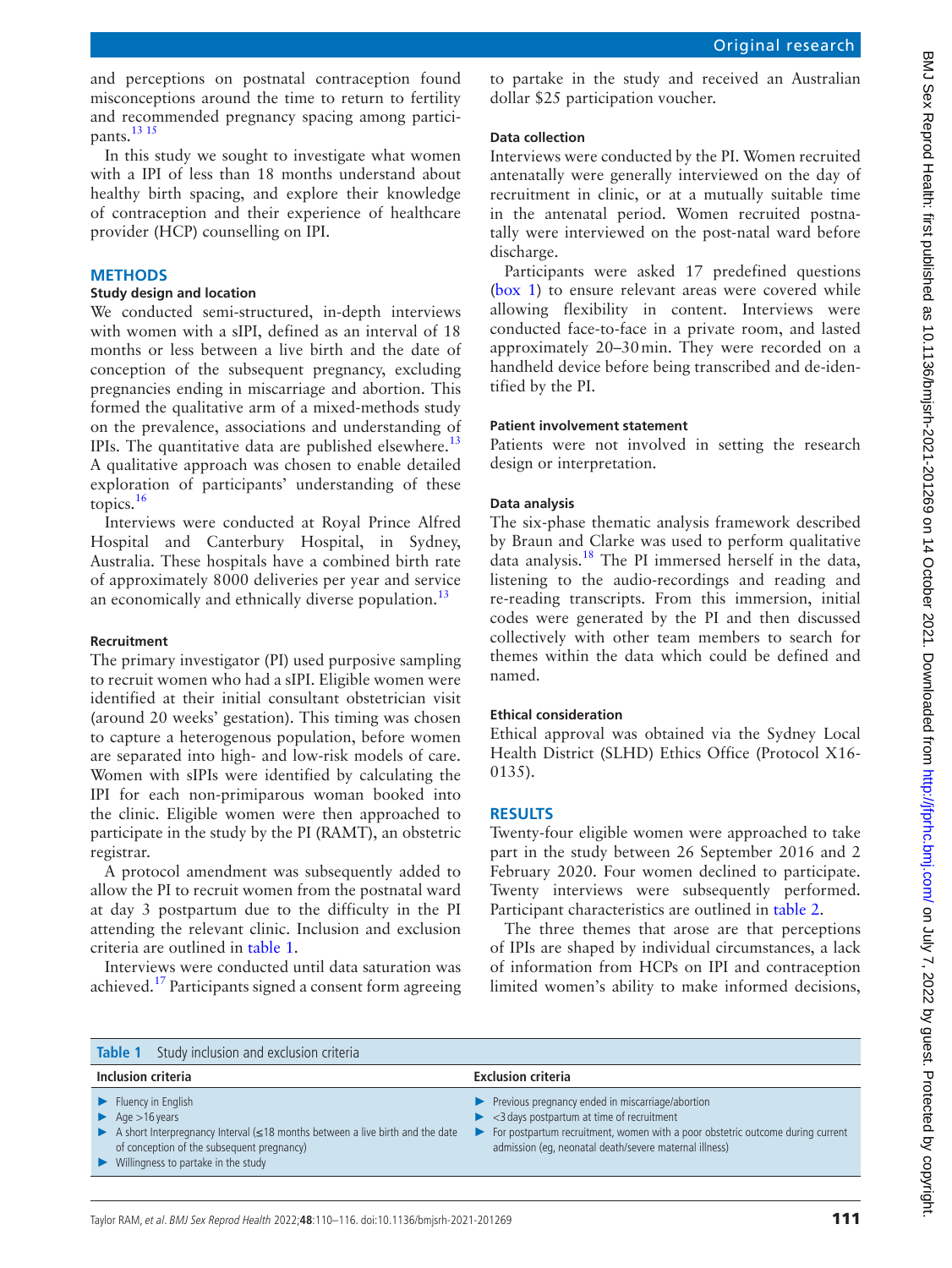and perceptions on postnatal contraception found misconceptions around the time to return to fertility and recommended pregnancy spacing among participants.[13 15]

In this study we sought to investigate what women with a IPI of less than 18 months understand about healthy birth spacing, and explore their knowledge of contraception and their experience of healthcare provider (HCP) counselling on IPI.

## METHODS

### Study design and location

We conducted semi-structured, in-depth interviews with women with a sIPI, defined as an interval of 18 months or less between a live birth and the date of conception of the subsequent pregnancy, excluding pregnancies ending in miscarriage and abortion. This formed the qualitative arm of a mixed-methods study on the prevalence, associations and understanding of IPIs. The quantitative data are published elsewhere.[13] A qualitative approach was chosen to enable detailed exploration of participants' understanding of these topics.[16]

Interviews were conducted at Royal Prince Alfred Hospital and Canterbury Hospital, in Sydney, Australia. These hospitals have a combined birth rate of approximately 8000 deliveries per year and service an economically and ethnically diverse population.[13]

### Recruitment

The primary investigator (PI) used purposive sampling to recruit women who had a sIPI. Eligible women were identified at their initial consultant obstetrician visit (around 20 weeks' gestation). This timing was chosen to capture a heterogenous population, before women are separated into high- and low-risk models of care. Women with sIPIs were identified by calculating the IPI for each non-primiparous woman booked into the clinic. Eligible women were then approached to participate in the study by the PI (RAMT), an obstetric registrar.

A protocol amendment was subsequently added to allow the PI to recruit women from the postnatal ward at day 3 postpartum due to the difficulty in the PI attending the relevant clinic. Inclusion and exclusion criteria are outlined in table 1.

Interviews were conducted until data saturation was achieved.[17] Participants signed a consent form agreeing to partake in the study and received an Australian dollar $25 participation voucher.

### Data collection

Interviews were conducted by the PI. Women recruited antenatally were generally interviewed on the day of recruitment in clinic, or at a mutually suitable time in the antenatal period. Women recruited postnatally were interviewed on the post-natal ward before discharge.

Participants were asked 17 predefined questions (box 1) to ensure relevant areas were covered while allowing flexibility in content. Interviews were conducted face-to-face in a private room, and lasted approximately 20–30 min. They were recorded on a handheld device before being transcribed and de-identified by the PI.

### Patient involvement statement

Patients were not involved in setting the research design or interpretation.

### Data analysis

The six-phase thematic analysis framework described by Braun and Clarke was used to perform qualitative data analysis.[18] The PI immersed herself in the data, listening to the audio-recordings and reading and re-reading transcripts. From this immersion, initial codes were generated by the PI and then discussed collectively with other team members to search for themes within the data which could be defined and named.

### Ethical consideration

Ethical approval was obtained via the Sydney Local Health District (SLHD) Ethics Office (Protocol X16-0135).

## RESULTS

Twenty-four eligible women were approached to take part in the study between 26 September 2016 and 2 February 2020. Four women declined to participate. Twenty interviews were subsequently performed. Participant characteristics are outlined in table 2.

The three themes that arose are that perceptions of IPIs are shaped by individual circumstances, a lack of information from HCPs on IPI and contraception limited women's ability to make informed decisions,

**Table 1** Study inclusion and exclusion criteria

| Inclusion criteria | Exclusion criteria |
|---|---|
| ► Fluency in English<br>► Age >16 years<br>► A short Interpregnancy Interval (≤18 months between a live birth and the date of conception of the subsequent pregnancy)<br>► Willingness to partake in the study | ► Previous pregnancy ended in miscarriage/abortion<br>► <3 days postpartum at time of recruitment<br>► For postpartum recruitment, women with a poor obstetric outcome during current admission (eg, neonatal death/severe maternal illness) |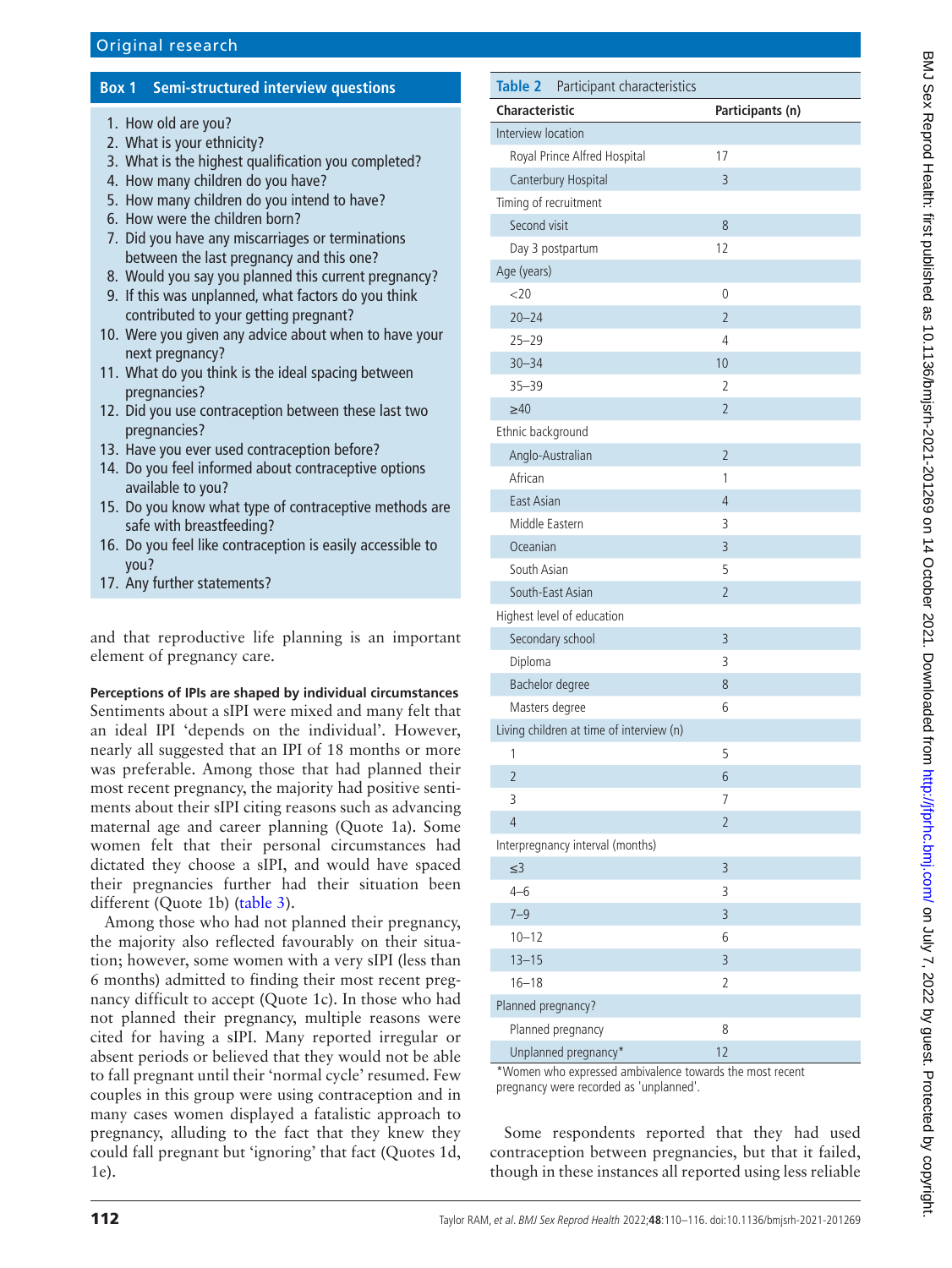**Box 1 Semi-structured interview questions**

1. How old are you?
2. What is your ethnicity?
3. What is the highest qualification you completed?
4. How many children do you have?
5. How many children do you intend to have?
6. How were the children born?
7. Did you have any miscarriages or terminations between the last pregnancy and this one?
8. Would you say you planned this current pregnancy?
9. If this was unplanned, what factors do you think contributed to your getting pregnant?
10. Were you given any advice about when to have your next pregnancy?
11. What do you think is the ideal spacing between pregnancies?
12. Did you use contraception between these last two pregnancies?
13. Have you ever used contraception before?
14. Do you feel informed about contraceptive options available to you?
15. Do you know what type of contraceptive methods are safe with breastfeeding?
16. Do you feel like contraception is easily accessible to you?
17. Any further statements?

and that reproductive life planning is an important element of pregnancy care.

**Perceptions of IPIs are shaped by individual circumstances**

Sentiments about a sIPI were mixed and many felt that an ideal IPI 'depends on the individual'. However, nearly all suggested that an IPI of 18 months or more was preferable. Among those that had planned their most recent pregnancy, the majority had positive sentiments about their sIPI citing reasons such as advancing maternal age and career planning (Quote 1a). Some women felt that their personal circumstances had dictated they choose a sIPI, and would have spaced their pregnancies further had their situation been different (Quote 1b) (table 3).

Among those who had not planned their pregnancy, the majority also reflected favourably on their situation; however, some women with a very sIPI (less than 6 months) admitted to finding their most recent pregnancy difficult to accept (Quote 1c). In those who had not planned their pregnancy, multiple reasons were cited for having a sIPI. Many reported irregular or absent periods or believed that they would not be able to fall pregnant until their 'normal cycle' resumed. Few couples in this group were using contraception and in many cases women displayed a fatalistic approach to pregnancy, alluding to the fact that they knew they could fall pregnant but 'ignoring' that fact (Quotes 1d, 1e).

**Table 2** Participant characteristics

| Characteristic | Participants (n) |
|---|---|
| Interview location | |
| Royal Prince Alfred Hospital | 17 |
| Canterbury Hospital | 3 |
| Timing of recruitment | |
| Second visit | 8 |
| Day 3 postpartum | 12 |
| Age (years) | |
| <20 | 0 |
| 20–24 | 2 |
| 25–29 | 4 |
| 30–34 | 10 |
| 35–39 | 2 |
| ≥40 | 2 |
| Ethnic background | |
| Anglo-Australian | 2 |
| African | 1 |
| East Asian | 4 |
| Middle Eastern | 3 |
| Oceanian | 3 |
| South Asian | 5 |
| South-East Asian | 2 |
| Highest level of education | |
| Secondary school | 3 |
| Diploma | 3 |
| Bachelor degree | 8 |
| Masters degree | 6 |
| Living children at time of interview (n) | |
| 1 | 5 |
| 2 | 6 |
| 3 | 7 |
| 4 | 2 |
| Interpregnancy interval (months) | |
| ≤3 | 3 |
| 4–6 | 3 |
| 7–9 | 3 |
| 10–12 | 6 |
| 13–15 | 3 |
| 16–18 | 2 |
| Planned pregnancy? | |
| Planned pregnancy | 8 |
| Unplanned pregnancy* | 12 |

*Women who expressed ambivalence towards the most recent pregnancy were recorded as 'unplanned'.

Some respondents reported that they had used contraception between pregnancies, but that it failed, though in these instances all reported using less reliable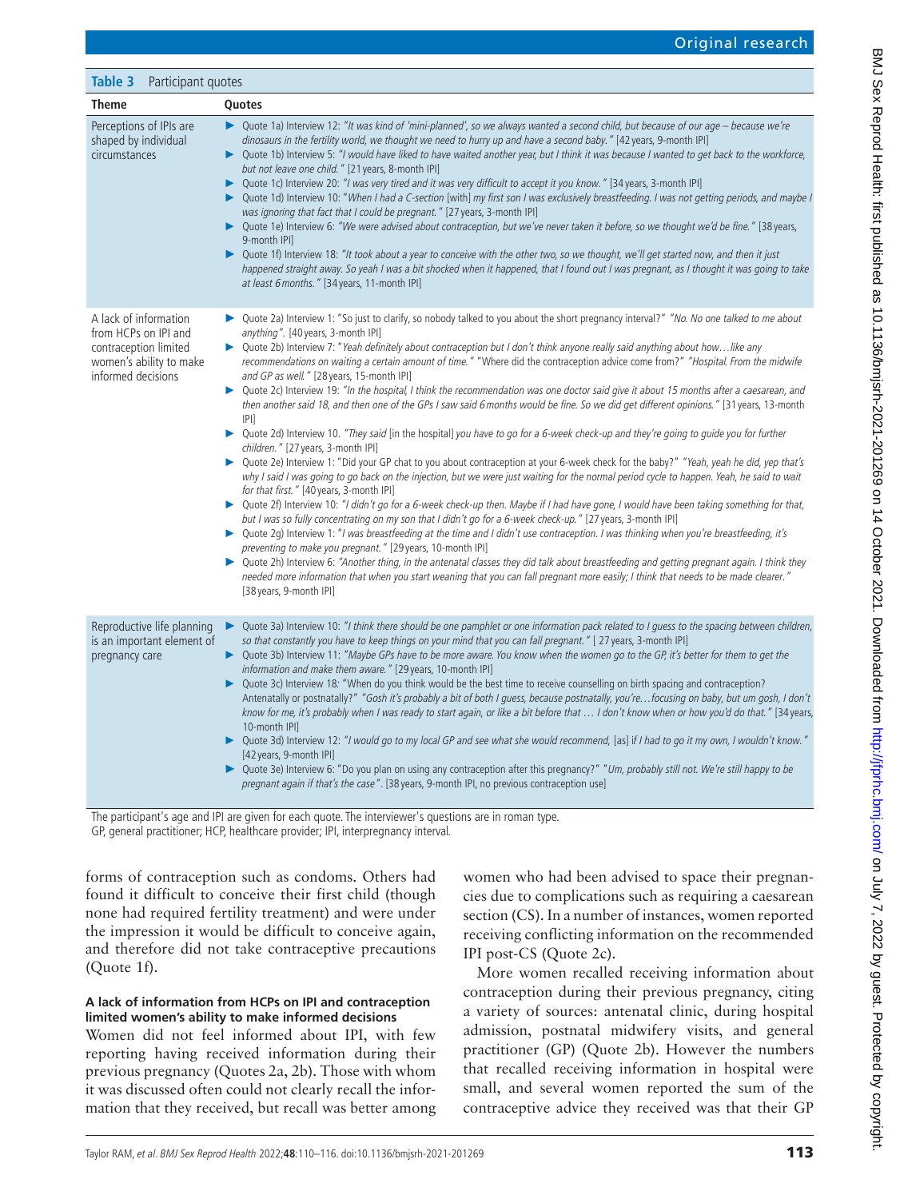**Table 3** Participant quotes

| Theme | Quotes |
|---|---|
| Perceptions of IPIs are shaped by individual circumstances | ► Quote 1a) Interview 12: *"It was kind of 'mini-planned', so we always wanted a second child, but because of our age – because we're dinosaurs in the fertility world, we thought we need to hurry up and have a second baby."* [42 years, 9-month IPI] ► Quote 1b) Interview 5: *"I would have liked to have waited another year, but I think it was because I wanted to get back to the workforce, but not leave one child."* [21 years, 8-month IPI] ► Quote 1c) Interview 20: *"I was very tired and it was very difficult to accept it you know."* [34 years, 3-month IPI] ► Quote 1d) Interview 10: *"When I had a C-section* [with] *my first son I was exclusively breastfeeding. I was not getting periods, and maybe I was ignoring that fact that I could be pregnant."* [27 years, 3-month IPI] ► Quote 1e) Interview 6: *"We were advised about contraception, but we've never taken it before, so we thought we'd be fine."* [38 years, 9-month IPI] ► Quote 1f) Interview 18: *"It took about a year to conceive with the other two, so we thought, we'll get started now, and then it just happened straight away. So yeah I was a bit shocked when it happened, that I found out I was pregnant, as I thought it was going to take at least 6 months."* [34 years, 11-month IPI] |
| A lack of information from HCPs on IPI and contraception limited women's ability to make informed decisions | ► Quote 2a) Interview 1: "So just to clarify, so nobody talked to you about the short pregnancy interval?" *"No. No one talked to me about anything"*. [40 years, 3-month IPI] ► Quote 2b) Interview 7: *"Yeah definitely about contraception but I don't think anyone really said anything about how…like any recommendations on waiting a certain amount of time."* "Where did the contraception advice come from?" *"Hospital. From the midwife and GP as well."* [28 years, 15-month IPI] ► Quote 2c) Interview 19: *"In the hospital, I think the recommendation was one doctor said give it about 15 months after a caesarean, and then another said 18, and then one of the GPs I saw said 6 months would be fine. So we did get different opinions."* [31 years, 13-month IPI] ► Quote 2d) Interview 10. *"They said* [in the hospital] *you have to go for a 6-week check-up and they're going to guide you for further children."* [27 years, 3-month IPI] ► Quote 2e) Interview 1: "Did your GP chat to you about contraception at your 6-week check for the baby?" *"Yeah, yeah he did, yep that's why I said I was going to go back on the injection, but we were just waiting for the normal period cycle to happen. Yeah, he said to wait for that first."* [40 years, 3-month IPI] ► Quote 2f) Interview 10: *"I didn't go for a 6-week check-up then. Maybe if I had have gone, I would have been taking something for that, but I was so fully concentrating on my son that I didn't go for a 6-week check-up."* [27 years, 3-month IPI] ► Quote 2g) Interview 1: *"I was breastfeeding at the time and I didn't use contraception. I was thinking when you're breastfeeding, it's preventing to make you pregnant."* [29 years, 10-month IPI] ► Quote 2h) Interview 6: *"Another thing, in the antenatal classes they did talk about breastfeeding and getting pregnant again. I think they needed more information that when you start weaning that you can fall pregnant more easily; I think that needs to be made clearer."* [38 years, 9-month IPI] |
| Reproductive life planning is an important element of pregnancy care | ► Quote 3a) Interview 10: *"I think there should be one pamphlet or one information pack related to I guess to the spacing between children, so that constantly you have to keep things on your mind that you can fall pregnant."* [ 27 years, 3-month IPI] ► Quote 3b) Interview 11: *"Maybe GPs have to be more aware. You know when the women go to the GP, it's better for them to get the information and make them aware."* [29 years, 10-month IPI] ► Quote 3c) Interview 18: "When do you think would be the best time to receive counselling on birth spacing and contraception? Antenatally or postnatally?" *"Gosh it's probably a bit of both I guess, because postnatally, you're…focusing on baby, but um gosh, I don't know for me, it's probably when I was ready to start again, or like a bit before that … I don't know when or how you'd do that."* [34 years, 10-month IPI] ► Quote 3d) Interview 12: *"I would go to my local GP and see what she would recommend,* [as] *if I had to go it my own, I wouldn't know."* [42 years, 9-month IPI] ► Quote 3e) Interview 6: "Do you plan on using any contraception after this pregnancy?" *"Um, probably still not. We're still happy to be pregnant again if that's the case"*. [38 years, 9-month IPI, no previous contraception use] |

The participant's age and IPI are given for each quote. The interviewer's questions are in roman type.
GP, general practitioner; HCP, healthcare provider; IPI, interpregnancy interval.

forms of contraception such as condoms. Others had found it difficult to conceive their first child (though none had required fertility treatment) and were under the impression it would be difficult to conceive again, and therefore did not take contraceptive precautions (Quote 1f).

#### A lack of information from HCPs on IPI and contraception limited women's ability to make informed decisions

Women did not feel informed about IPI, with few reporting having received information during their previous pregnancy (Quotes 2a, 2b). Those with whom it was discussed often could not clearly recall the information that they received, but recall was better among women who had been advised to space their pregnancies due to complications such as requiring a caesarean section (CS). In a number of instances, women reported receiving conflicting information on the recommended IPI post-CS (Quote 2c).

More women recalled receiving information about contraception during their previous pregnancy, citing a variety of sources: antenatal clinic, during hospital admission, postnatal midwifery visits, and general practitioner (GP) (Quote 2b). However the numbers that recalled receiving information in hospital were small, and several women reported the sum of the contraceptive advice they received was that their GP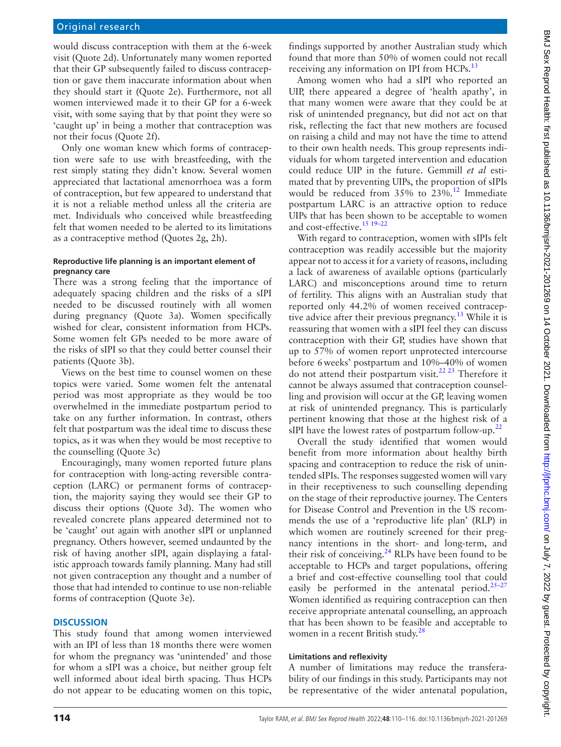would discuss contraception with them at the 6-week visit (Quote 2d). Unfortunately many women reported that their GP subsequently failed to discuss contraception or gave them inaccurate information about when they should start it (Quote 2e). Furthermore, not all women interviewed made it to their GP for a 6-week visit, with some saying that by that point they were so 'caught up' in being a mother that contraception was not their focus (Quote 2f).

Only one woman knew which forms of contraception were safe to use with breastfeeding, with the rest simply stating they didn't know. Several women appreciated that lactational amenorrhoea was a form of contraception, but few appeared to understand that it is not a reliable method unless all the criteria are met. Individuals who conceived while breastfeeding felt that women needed to be alerted to its limitations as a contraceptive method (Quotes 2g, 2h).

#### Reproductive life planning is an important element of pregnancy care

There was a strong feeling that the importance of adequately spacing children and the risks of a sIPI needed to be discussed routinely with all women during pregnancy (Quote 3a). Women specifically wished for clear, consistent information from HCPs. Some women felt GPs needed to be more aware of the risks of sIPI so that they could better counsel their patients (Quote 3b).

Views on the best time to counsel women on these topics were varied. Some women felt the antenatal period was most appropriate as they would be too overwhelmed in the immediate postpartum period to take on any further information. In contrast, others felt that postpartum was the ideal time to discuss these topics, as it was when they would be most receptive to the counselling (Quote 3c)

Encouragingly, many women reported future plans for contraception with long-acting reversible contraception (LARC) or permanent forms of contraception, the majority saying they would see their GP to discuss their options (Quote 3d). The women who revealed concrete plans appeared determined not to be 'caught' out again with another sIPI or unplanned pregnancy. Others however, seemed undaunted by the risk of having another sIPI, again displaying a fatalistic approach towards family planning. Many had still not given contraception any thought and a number of those that had intended to continue to use non-reliable forms of contraception (Quote 3e).

## DISCUSSION

This study found that among women interviewed with an IPI of less than 18 months there were women for whom the pregnancy was 'unintended' and those for whom a sIPI was a choice, but neither group felt well informed about ideal birth spacing. Thus HCPs do not appear to be educating women on this topic, findings supported by another Australian study which found that more than 50% of women could not recall receiving any information on IPI from HCPs.[13]

Among women who had a sIPI who reported an UIP, there appeared a degree of 'health apathy', in that many women were aware that they could be at risk of unintended pregnancy, but did not act on that risk, reflecting the fact that new mothers are focused on raising a child and may not have the time to attend to their own health needs. This group represents individuals for whom targeted intervention and education could reduce UIP in the future. Gemmill *et al* estimated that by preventing UIPs, the proportion of sIPIs would be reduced from 35% to 23%.[12] Immediate postpartum LARC is an attractive option to reduce UIPs that has been shown to be acceptable to women and cost-effective.[15 19–22]

With regard to contraception, women with sIPIs felt contraception was readily accessible but the majority appear not to access it for a variety of reasons, including a lack of awareness of available options (particularly LARC) and misconceptions around time to return of fertility. This aligns with an Australian study that reported only 44.2% of women received contraceptive advice after their previous pregnancy.[13] While it is reassuring that women with a sIPI feel they can discuss contraception with their GP, studies have shown that up to 57% of women report unprotected intercourse before 6 weeks' postpartum and 10%–40% of women do not attend their postpartum visit.[22 23] Therefore it cannot be always assumed that contraception counselling and provision will occur at the GP, leaving women at risk of unintended pregnancy. This is particularly pertinent knowing that those at the highest risk of a sIPI have the lowest rates of postpartum follow-up.[22]

Overall the study identified that women would benefit from more information about healthy birth spacing and contraception to reduce the risk of unintended sIPIs. The responses suggested women will vary in their receptiveness to such counselling depending on the stage of their reproductive journey. The Centers for Disease Control and Prevention in the US recommends the use of a 'reproductive life plan' (RLP) in which women are routinely screened for their pregnancy intentions in the short- and long-term, and their risk of conceiving.[24] RLPs have been found to be acceptable to HCPs and target populations, offering a brief and cost-effective counselling tool that could easily be performed in the antenatal period.[25–27] Women identified as requiring contraception can then receive appropriate antenatal counselling, an approach that has been shown to be feasible and acceptable to women in a recent British study.[28]

#### Limitations and reflexivity

A number of limitations may reduce the transferability of our findings in this study. Participants may not be representative of the wider antenatal population,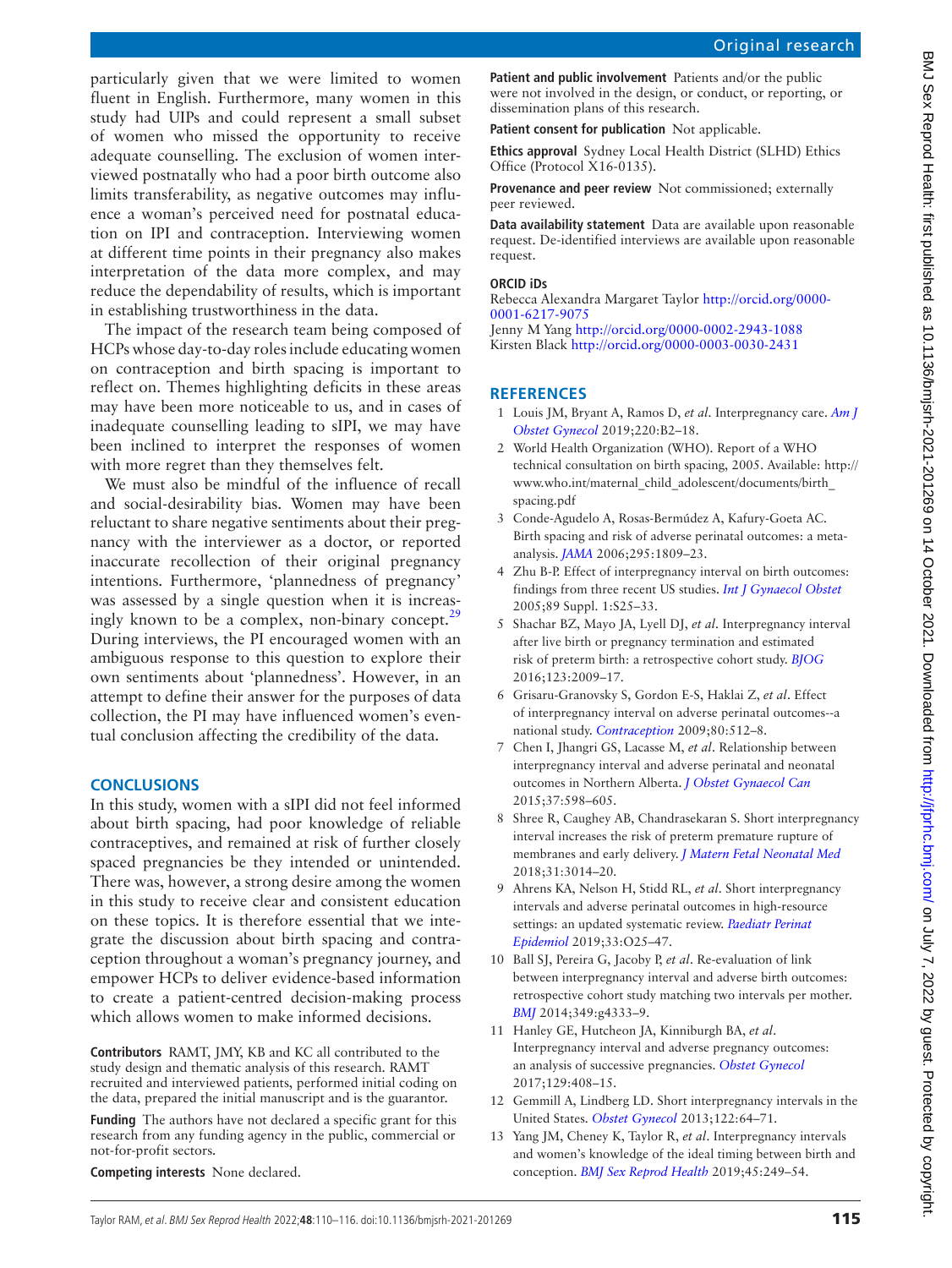particularly given that we were limited to women fluent in English. Furthermore, many women in this study had UIPs and could represent a small subset of women who missed the opportunity to receive adequate counselling. The exclusion of women interviewed postnatally who had a poor birth outcome also limits transferability, as negative outcomes may influence a woman's perceived need for postnatal education on IPI and contraception. Interviewing women at different time points in their pregnancy also makes interpretation of the data more complex, and may reduce the dependability of results, which is important in establishing trustworthiness in the data.

The impact of the research team being composed of HCPs whose day-to-day roles include educating women on contraception and birth spacing is important to reflect on. Themes highlighting deficits in these areas may have been more noticeable to us, and in cases of inadequate counselling leading to sIPI, we may have been inclined to interpret the responses of women with more regret than they themselves felt.

We must also be mindful of the influence of recall and social-desirability bias. Women may have been reluctant to share negative sentiments about their pregnancy with the interviewer as a doctor, or reported inaccurate recollection of their original pregnancy intentions. Furthermore, 'plannedness of pregnancy' was assessed by a single question when it is increasingly known to be a complex, non-binary concept.[29] During interviews, the PI encouraged women with an ambiguous response to this question to explore their own sentiments about 'plannedness'. However, in an attempt to define their answer for the purposes of data collection, the PI may have influenced women's eventual conclusion affecting the credibility of the data.

## CONCLUSIONS

In this study, women with a sIPI did not feel informed about birth spacing, had poor knowledge of reliable contraceptives, and remained at risk of further closely spaced pregnancies be they intended or unintended. There was, however, a strong desire among the women in this study to receive clear and consistent education on these topics. It is therefore essential that we integrate the discussion about birth spacing and contraception throughout a woman's pregnancy journey, and empower HCPs to deliver evidence-based information to create a patient-centred decision-making process which allows women to make informed decisions.

**Contributors** RAMT, JMY, KB and KC all contributed to the study design and thematic analysis of this research. RAMT recruited and interviewed patients, performed initial coding on the data, prepared the initial manuscript and is the guarantor.

**Funding** The authors have not declared a specific grant for this research from any funding agency in the public, commercial or not-for-profit sectors.

**Competing interests** None declared.

**Patient and public involvement** Patients and/or the public were not involved in the design, or conduct, or reporting, or dissemination plans of this research.

**Patient consent for publication** Not applicable.

**Ethics approval** Sydney Local Health District (SLHD) Ethics Office (Protocol X16-0135).

**Provenance and peer review** Not commissioned; externally peer reviewed.

**Data availability statement** Data are available upon reasonable request. De-identified interviews are available upon reasonable request.

**ORCID iDs**

Rebecca Alexandra Margaret Taylor http://orcid.org/0000-0001-6217-9075
Jenny M Yang http://orcid.org/0000-0002-2943-1088
Kirsten Black http://orcid.org/0000-0003-0030-2431

## REFERENCES

1. Louis JM, Bryant A, Ramos D, *et al*. Interpregnancy care. *Am J Obstet Gynecol* 2019;220:B2–18.
2. World Health Organization (WHO). Report of a WHO technical consultation on birth spacing, 2005. Available: http://www.who.int/maternal_child_adolescent/documents/birth_spacing.pdf
3. Conde-Agudelo A, Rosas-Bermúdez A, Kafury-Goeta AC. Birth spacing and risk of adverse perinatal outcomes: a meta-analysis. *JAMA* 2006;295:1809–23.
4. Zhu B-P. Effect of interpregnancy interval on birth outcomes: findings from three recent US studies. *Int J Gynaecol Obstet* 2005;89 Suppl. 1:S25–33.
5. Shachar BZ, Mayo JA, Lyell DJ, *et al*. Interpregnancy interval after live birth or pregnancy termination and estimated risk of preterm birth: a retrospective cohort study. *BJOG* 2016;123:2009–17.
6. Grisaru-Granovsky S, Gordon E-S, Haklai Z, *et al*. Effect of interpregnancy interval on adverse perinatal outcomes--a national study. *Contraception* 2009;80:512–8.
7. Chen I, Jhangri GS, Lacasse M, *et al*. Relationship between interpregnancy interval and adverse perinatal and neonatal outcomes in Northern Alberta. *J Obstet Gynaecol Can* 2015;37:598–605.
8. Shree R, Caughey AB, Chandrasekaran S. Short interpregnancy interval increases the risk of preterm premature rupture of membranes and early delivery. *J Matern Fetal Neonatal Med* 2018;31:3014–20.
9. Ahrens KA, Nelson H, Stidd RL, *et al*. Short interpregnancy intervals and adverse perinatal outcomes in high-resource settings: an updated systematic review. *Paediatr Perinat Epidemiol* 2019;33:O25–47.
10. Ball SJ, Pereira G, Jacoby P, *et al*. Re-evaluation of link between interpregnancy interval and adverse birth outcomes: retrospective cohort study matching two intervals per mother. *BMJ* 2014;349:g4333–9.
11. Hanley GE, Hutcheon JA, Kinniburgh BA, *et al*. Interpregnancy interval and adverse pregnancy outcomes: an analysis of successive pregnancies. *Obstet Gynecol* 2017;129:408–15.
12. Gemmill A, Lindberg LD. Short interpregnancy intervals in the United States. *Obstet Gynecol* 2013;122:64–71.
13. Yang JM, Cheney K, Taylor R, *et al*. Interpregnancy intervals and women's knowledge of the ideal timing between birth and conception. *BMJ Sex Reprod Health* 2019;45:249–54.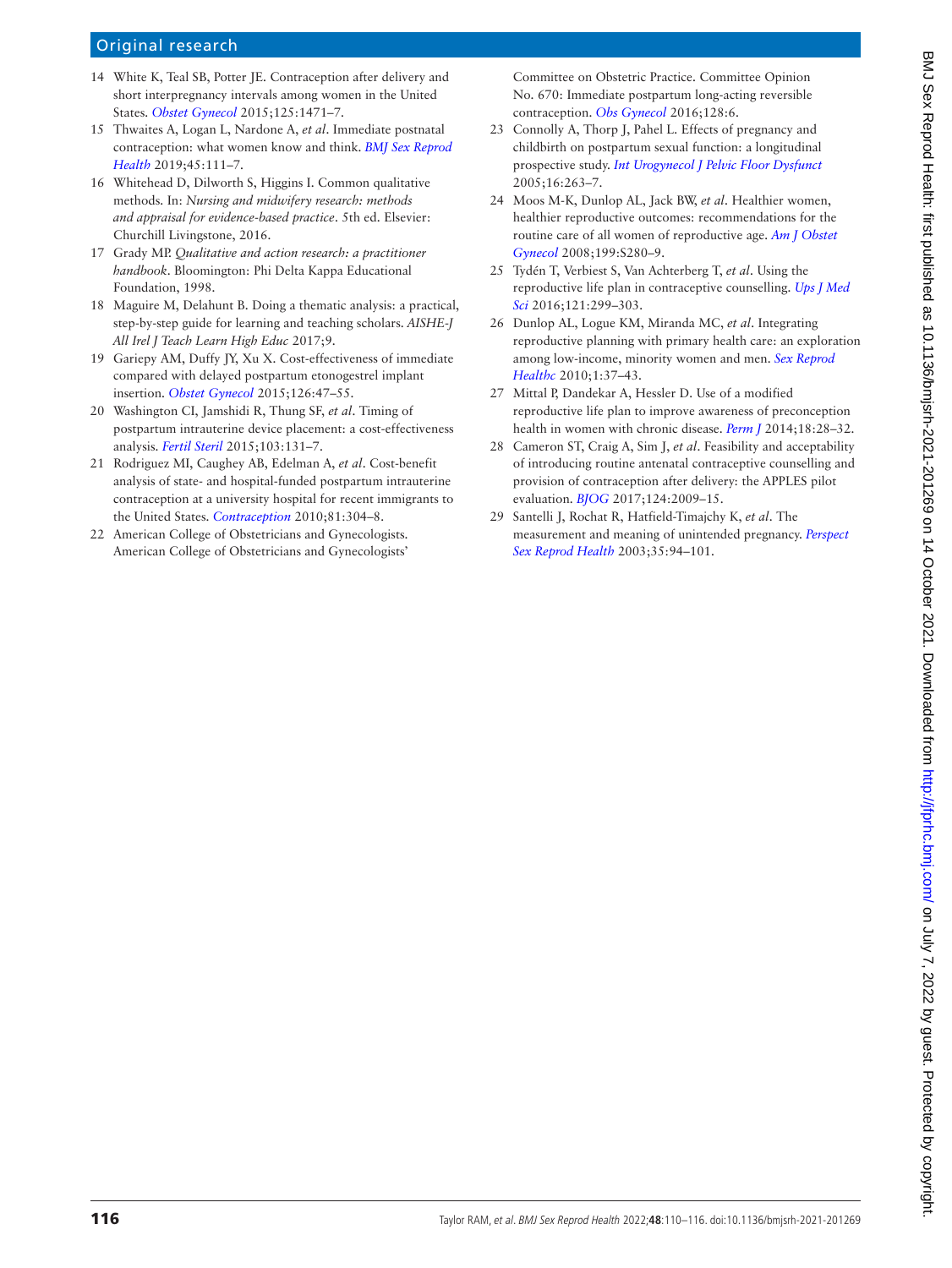14 White K, Teal SB, Potter JE. Contraception after delivery and short interpregnancy intervals among women in the United States. *Obstet Gynecol* 2015;125:1471–7.

15 Thwaites A, Logan L, Nardone A, *et al*. Immediate postnatal contraception: what women know and think. *BMJ Sex Reprod Health* 2019;45:111–7.

16 Whitehead D, Dilworth S, Higgins I. Common qualitative methods. In: *Nursing and midwifery research: methods and appraisal for evidence-based practice*. 5th ed. Elsevier: Churchill Livingstone, 2016.

17 Grady MP. *Qualitative and action research: a practitioner handbook*. Bloomington: Phi Delta Kappa Educational Foundation, 1998.

18 Maguire M, Delahunt B. Doing a thematic analysis: a practical, step-by-step guide for learning and teaching scholars. *AISHE-J All Irel J Teach Learn High Educ* 2017;9.

19 Gariepy AM, Duffy JY, Xu X. Cost-effectiveness of immediate compared with delayed postpartum etonogestrel implant insertion. *Obstet Gynecol* 2015;126:47–55.

20 Washington CI, Jamshidi R, Thung SF, *et al*. Timing of postpartum intrauterine device placement: a cost-effectiveness analysis. *Fertil Steril* 2015;103:131–7.

21 Rodriguez MI, Caughey AB, Edelman A, *et al*. Cost-benefit analysis of state- and hospital-funded postpartum intrauterine contraception at a university hospital for recent immigrants to the United States. *Contraception* 2010;81:304–8.

22 American College of Obstetricians and Gynecologists. American College of Obstetricians and Gynecologists' Committee on Obstetric Practice. Committee Opinion No. 670: Immediate postpartum long-acting reversible contraception. *Obs Gynecol* 2016;128:6.

23 Connolly A, Thorp J, Pahel L. Effects of pregnancy and childbirth on postpartum sexual function: a longitudinal prospective study. *Int Urogynecol J Pelvic Floor Dysfunct* 2005;16:263–7.

24 Moos M-K, Dunlop AL, Jack BW, *et al*. Healthier women, healthier reproductive outcomes: recommendations for the routine care of all women of reproductive age. *Am J Obstet Gynecol* 2008;199:S280–9.

25 Tydén T, Verbiest S, Van Achterberg T, *et al*. Using the reproductive life plan in contraceptive counselling. *Ups J Med Sci* 2016;121:299–303.

26 Dunlop AL, Logue KM, Miranda MC, *et al*. Integrating reproductive planning with primary health care: an exploration among low-income, minority women and men. *Sex Reprod Healthc* 2010;1:37–43.

27 Mittal P, Dandekar A, Hessler D. Use of a modified reproductive life plan to improve awareness of preconception health in women with chronic disease. *Perm J* 2014;18:28–32.

28 Cameron ST, Craig A, Sim J, *et al*. Feasibility and acceptability of introducing routine antenatal contraceptive counselling and provision of contraception after delivery: the APPLES pilot evaluation. *BJOG* 2017;124:2009–15.

29 Santelli J, Rochat R, Hatfield-Timajchy K, *et al*. The measurement and meaning of unintended pregnancy. *Perspect Sex Reprod Health* 2003;35:94–101.